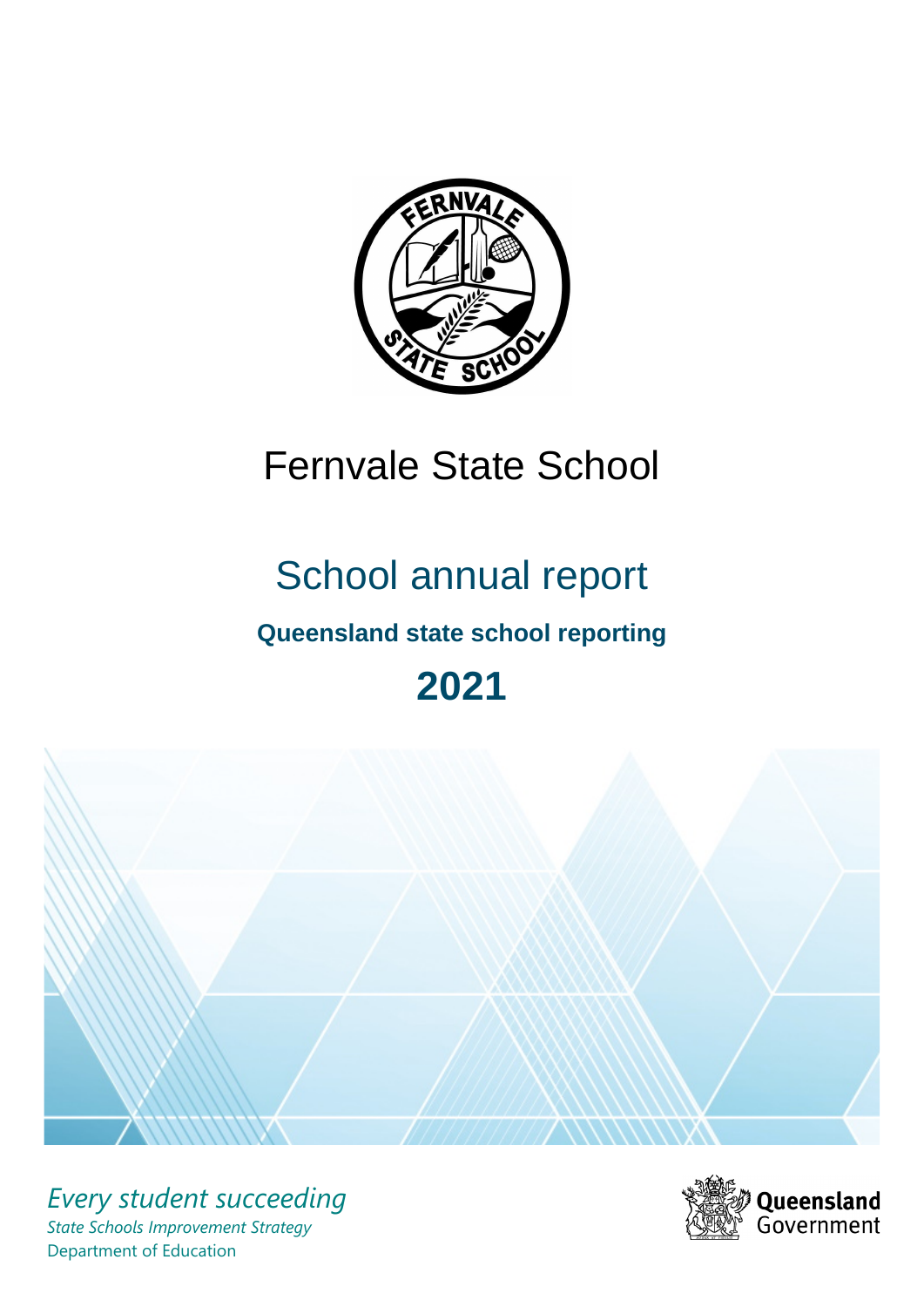# Fernvale State School

## School annual report

### Queensland state school reporting

## 2021

*Every student succeeding*

*State Schools Improvement Strategy*

Department of Education

Queensland Government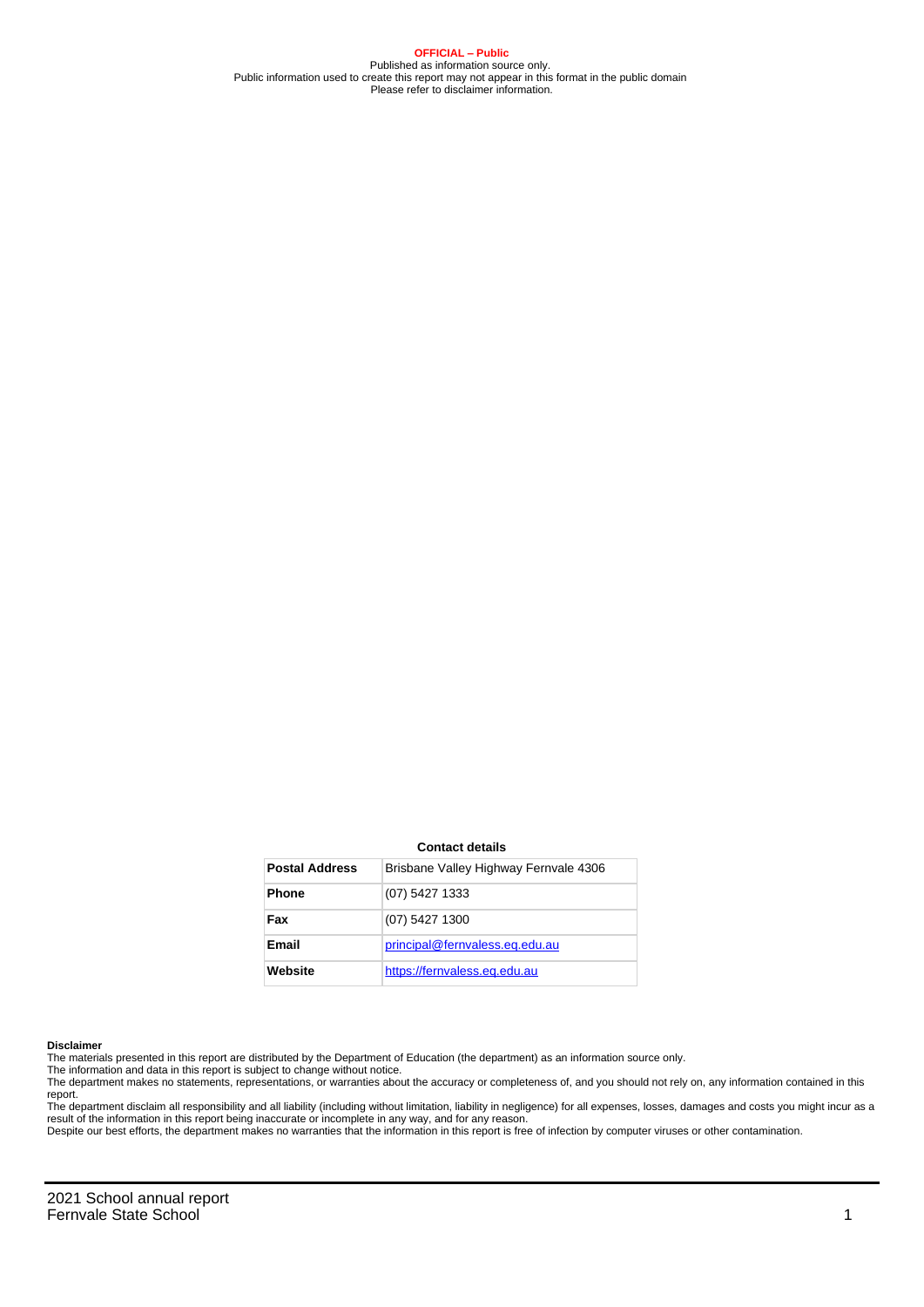**OFFICIAL – Public**
Published as information source only.
Public information used to create this report may not appear in this format in the public domain
Please refer to disclaimer information.

**Contact details**

| Postal Address | Brisbane Valley Highway Fernvale 4306 |
|---|---|
| **Phone** | (07) 5427 1333 |
| **Fax** | (07) 5427 1300 |
| **Email** | principal@fernvaless.eq.edu.au |
| **Website** | https://fernvaless.eq.edu.au |

**Disclaimer**
The materials presented in this report are distributed by the Department of Education (the department) as an information source only.
The information and data in this report is subject to change without notice.
The department makes no statements, representations, or warranties about the accuracy or completeness of, and you should not rely on, any information contained in this report.
The department disclaim all responsibility and all liability (including without limitation, liability in negligence) for all expenses, losses, damages and costs you might incur as a result of the information in this report being inaccurate or incomplete in any way, and for any reason.
Despite our best efforts, the department makes no warranties that the information in this report is free of infection by computer viruses or other contamination.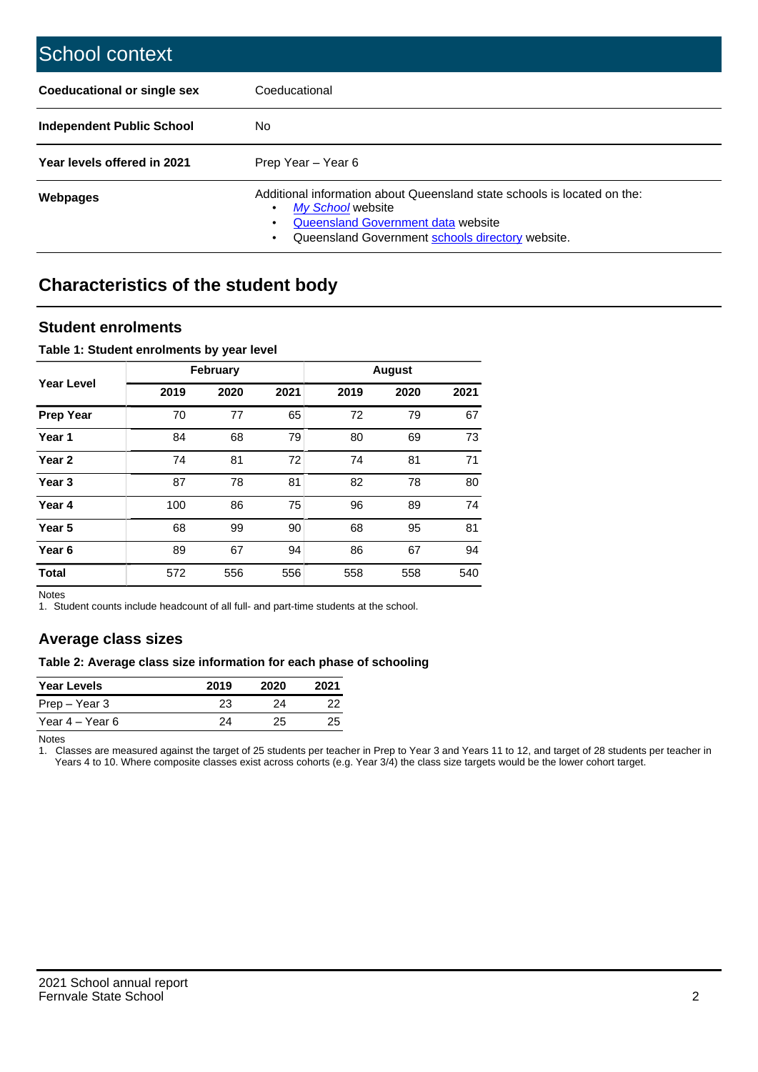# School context

| | |
|---|---|
| **Coeducational or single sex** | Coeducational |
| **Independent Public School** | No |
| **Year levels offered in 2021** | Prep Year – Year 6 |
| **Webpages** | Additional information about Queensland state schools is located on the: <br>• *My School* website <br>• Queensland Government data website <br>• Queensland Government schools directory website. |

## Characteristics of the student body

### Student enrolments

**Table 1: Student enrolments by year level**

| Year Level | February | | | August | | |
|---|---|---|---|---|---|---|
| | 2019 | 2020 | 2021 | 2019 | 2020 | 2021 |
| **Prep Year** | 70 | 77 | 65 | 72 | 79 | 67 |
| **Year 1** | 84 | 68 | 79 | 80 | 69 | 73 |
| **Year 2** | 74 | 81 | 72 | 74 | 81 | 71 |
| **Year 3** | 87 | 78 | 81 | 82 | 78 | 80 |
| **Year 4** | 100 | 86 | 75 | 96 | 89 | 74 |
| **Year 5** | 68 | 99 | 90 | 68 | 95 | 81 |
| **Year 6** | 89 | 67 | 94 | 86 | 67 | 94 |
| **Total** | 572 | 556 | 556 | 558 | 558 | 540 |

Notes

1. Student counts include headcount of all full- and part-time students at the school.

### Average class sizes

**Table 2: Average class size information for each phase of schooling**

| Year Levels | 2019 | 2020 | 2021 |
|---|---|---|---|
| Prep – Year 3 | 23 | 24 | 22 |
| Year 4 – Year 6 | 24 | 25 | 25 |

Notes

1. Classes are measured against the target of 25 students per teacher in Prep to Year 3 and Years 11 to 12, and target of 28 students per teacher in Years 4 to 10. Where composite classes exist across cohorts (e.g. Year 3/4) the class size targets would be the lower cohort target.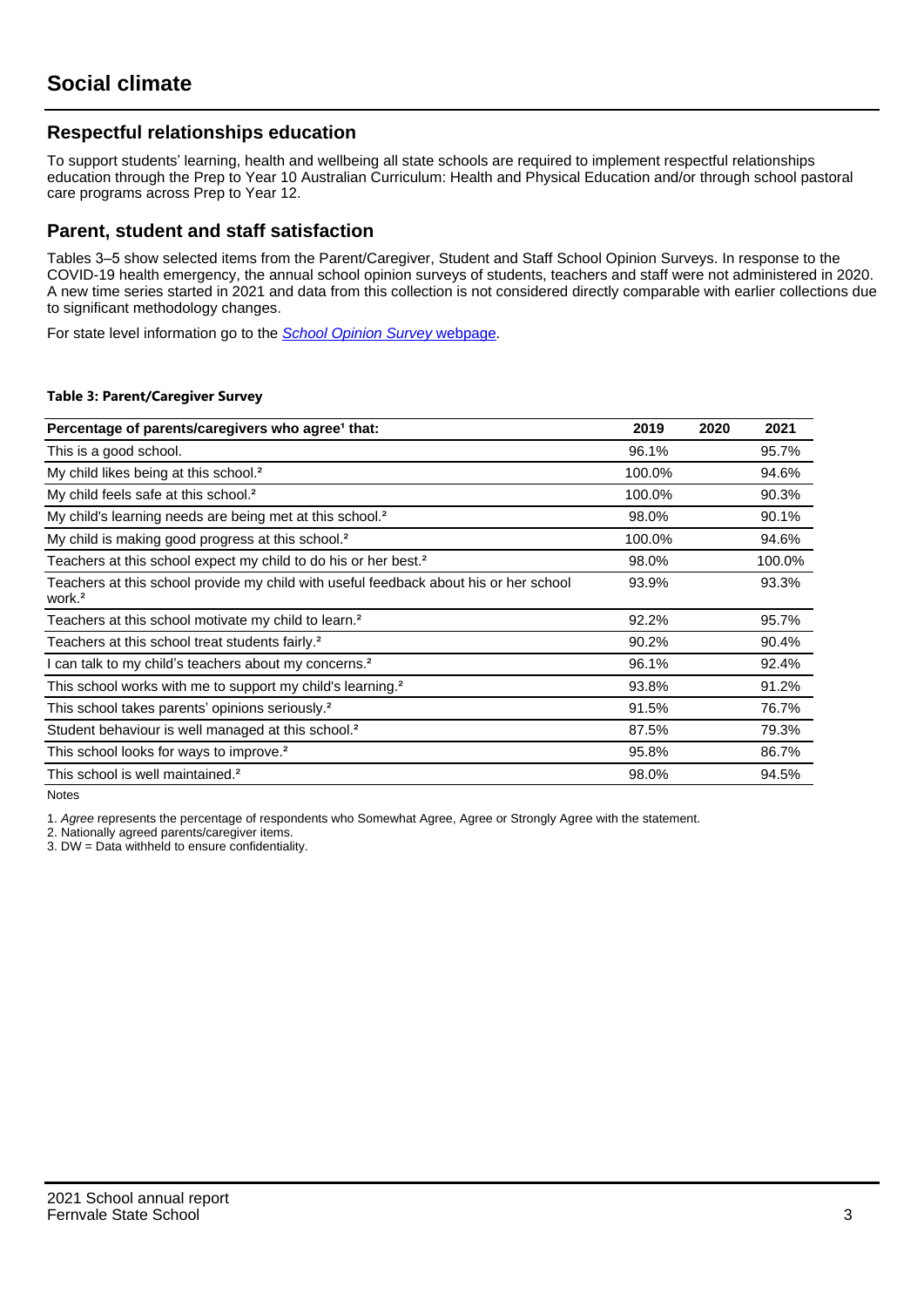# Social climate

## Respectful relationships education

To support students' learning, health and wellbeing all state schools are required to implement respectful relationships education through the Prep to Year 10 Australian Curriculum: Health and Physical Education and/or through school pastoral care programs across Prep to Year 12.

## Parent, student and staff satisfaction

Tables 3–5 show selected items from the Parent/Caregiver, Student and Staff School Opinion Surveys. In response to the COVID-19 health emergency, the annual school opinion surveys of students, teachers and staff were not administered in 2020. A new time series started in 2021 and data from this collection is not considered directly comparable with earlier collections due to significant methodology changes.

For state level information go to the *School Opinion Survey* webpage.

**Table 3: Parent/Caregiver Survey**

| Percentage of parents/caregivers who agree[1] that: | 2019 | 2020 | 2021 |
|---|---|---|---|
| This is a good school. | 96.1% | | 95.7% |
| My child likes being at this school.[2] | 100.0% | | 94.6% |
| My child feels safe at this school.[2] | 100.0% | | 90.3% |
| My child's learning needs are being met at this school.[2] | 98.0% | | 90.1% |
| My child is making good progress at this school.[2] | 100.0% | | 94.6% |
| Teachers at this school expect my child to do his or her best.[2] | 98.0% | | 100.0% |
| Teachers at this school provide my child with useful feedback about his or her school work.[2] | 93.9% | | 93.3% |
| Teachers at this school motivate my child to learn.[2] | 92.2% | | 95.7% |
| Teachers at this school treat students fairly.[2] | 90.2% | | 90.4% |
| I can talk to my child's teachers about my concerns.[2] | 96.1% | | 92.4% |
| This school works with me to support my child's learning.[2] | 93.8% | | 91.2% |
| This school takes parents' opinions seriously.[2] | 91.5% | | 76.7% |
| Student behaviour is well managed at this school.[2] | 87.5% | | 79.3% |
| This school looks for ways to improve.[2] | 95.8% | | 86.7% |
| This school is well maintained.[2] | 98.0% | | 94.5% |

Notes

1. *Agree* represents the percentage of respondents who Somewhat Agree, Agree or Strongly Agree with the statement.
2. Nationally agreed parents/caregiver items.
3. DW = Data withheld to ensure confidentiality.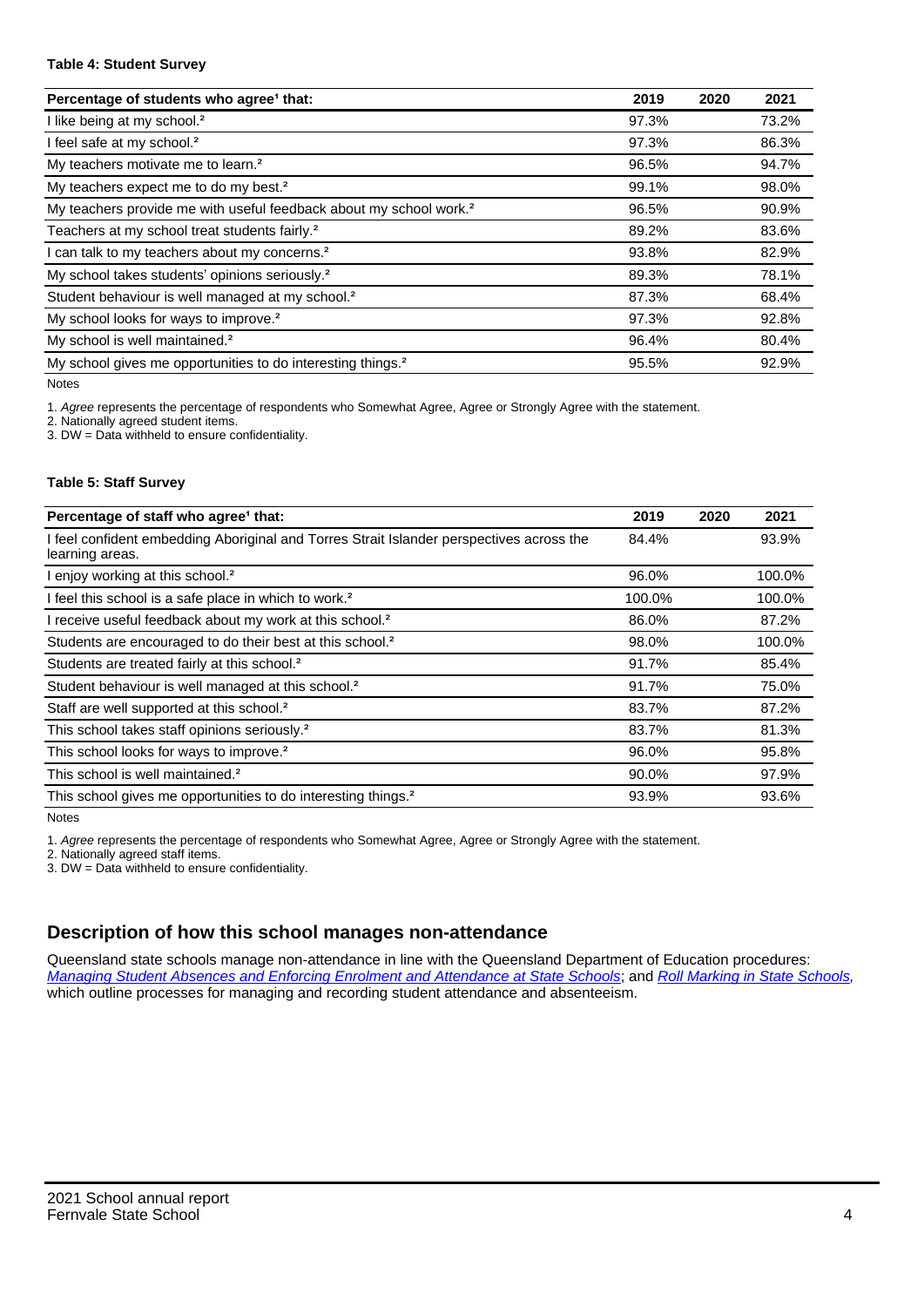**Table 4: Student Survey**

| Percentage of students who agree[1] that: | 2019 | 2020 | 2021 |
|---|---|---|---|
| I like being at my school.[2] | 97.3% | | 73.2% |
| I feel safe at my school.[2] | 97.3% | | 86.3% |
| My teachers motivate me to learn.[2] | 96.5% | | 94.7% |
| My teachers expect me to do my best.[2] | 99.1% | | 98.0% |
| My teachers provide me with useful feedback about my school work.[2] | 96.5% | | 90.9% |
| Teachers at my school treat students fairly.[2] | 89.2% | | 83.6% |
| I can talk to my teachers about my concerns.[2] | 93.8% | | 82.9% |
| My school takes students' opinions seriously.[2] | 89.3% | | 78.1% |
| Student behaviour is well managed at my school.[2] | 87.3% | | 68.4% |
| My school looks for ways to improve.[2] | 97.3% | | 92.8% |
| My school is well maintained.[2] | 96.4% | | 80.4% |
| My school gives me opportunities to do interesting things.[2] | 95.5% | | 92.9% |

Notes

1. *Agree* represents the percentage of respondents who Somewhat Agree, Agree or Strongly Agree with the statement.
2. Nationally agreed student items.
3. DW = Data withheld to ensure confidentiality.

**Table 5: Staff Survey**

| Percentage of staff who agree[1] that: | 2019 | 2020 | 2021 |
|---|---|---|---|
| I feel confident embedding Aboriginal and Torres Strait Islander perspectives across the learning areas. | 84.4% | | 93.9% |
| I enjoy working at this school.[2] | 96.0% | | 100.0% |
| I feel this school is a safe place in which to work.[2] | 100.0% | | 100.0% |
| I receive useful feedback about my work at this school.[2] | 86.0% | | 87.2% |
| Students are encouraged to do their best at this school.[2] | 98.0% | | 100.0% |
| Students are treated fairly at this school.[2] | 91.7% | | 85.4% |
| Student behaviour is well managed at this school.[2] | 91.7% | | 75.0% |
| Staff are well supported at this school.[2] | 83.7% | | 87.2% |
| This school takes staff opinions seriously.[2] | 83.7% | | 81.3% |
| This school looks for ways to improve.[2] | 96.0% | | 95.8% |
| This school is well maintained.[2] | 90.0% | | 97.9% |
| This school gives me opportunities to do interesting things.[2] | 93.9% | | 93.6% |

Notes

1. *Agree* represents the percentage of respondents who Somewhat Agree, Agree or Strongly Agree with the statement.
2. Nationally agreed staff items.
3. DW = Data withheld to ensure confidentiality.

## Description of how this school manages non-attendance

Queensland state schools manage non-attendance in line with the Queensland Department of Education procedures: *Managing Student Absences and Enforcing Enrolment and Attendance at State Schools*; and *Roll Marking in State Schools*, which outline processes for managing and recording student attendance and absenteeism.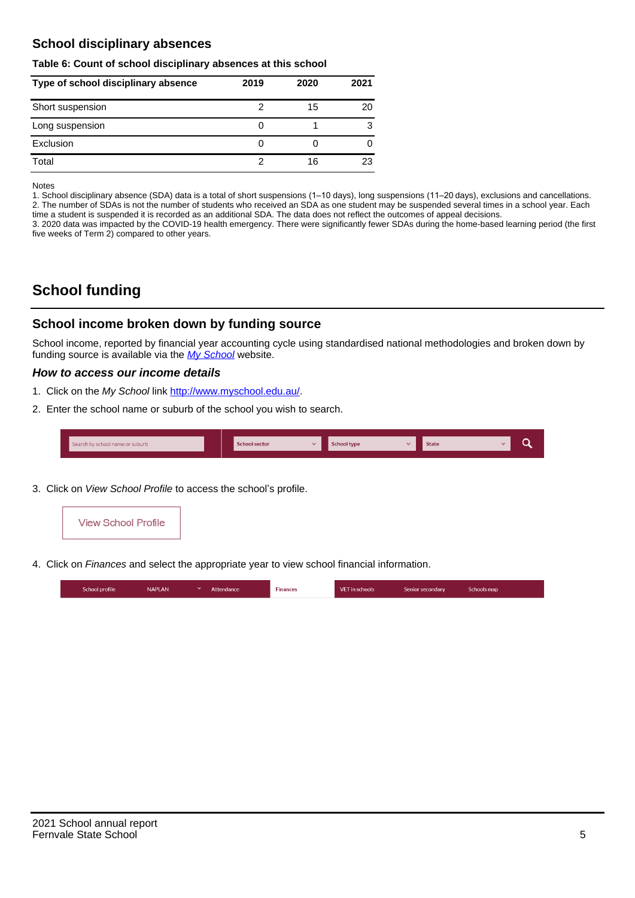## School disciplinary absences

**Table 6: Count of school disciplinary absences at this school**

| Type of school disciplinary absence | 2019 | 2020 | 2021 |
|---|---|---|---|
| Short suspension | 2 | 15 | 20 |
| Long suspension | 0 | 1 | 3 |
| Exclusion | 0 | 0 | 0 |
| Total | 2 | 16 | 23 |

Notes

1. School disciplinary absence (SDA) data is a total of short suspensions (1–10 days), long suspensions (11–20 days), exclusions and cancellations.
2. The number of SDAs is not the number of students who received an SDA as one student may be suspended several times in a school year. Each time a student is suspended it is recorded as an additional SDA. The data does not reflect the outcomes of appeal decisions.
3. 2020 data was impacted by the COVID-19 health emergency. There were significantly fewer SDAs during the home-based learning period (the first five weeks of Term 2) compared to other years.

# School funding

## School income broken down by funding source

School income, reported by financial year accounting cycle using standardised national methodologies and broken down by funding source is available via the *My School* website.

### *How to access our income details*

1. Click on the *My School* link http://www.myschool.edu.au/.
2. Enter the school name or suburb of the school you wish to search.

Search by school name or suburb | School sector | School type | State

3. Click on *View School Profile* to access the school's profile.

View School Profile

4. Click on *Finances* and select the appropriate year to view school financial information.

School profile | NAPLAN | Attendance | Finances | VET in schools | Senior secondary | Schools map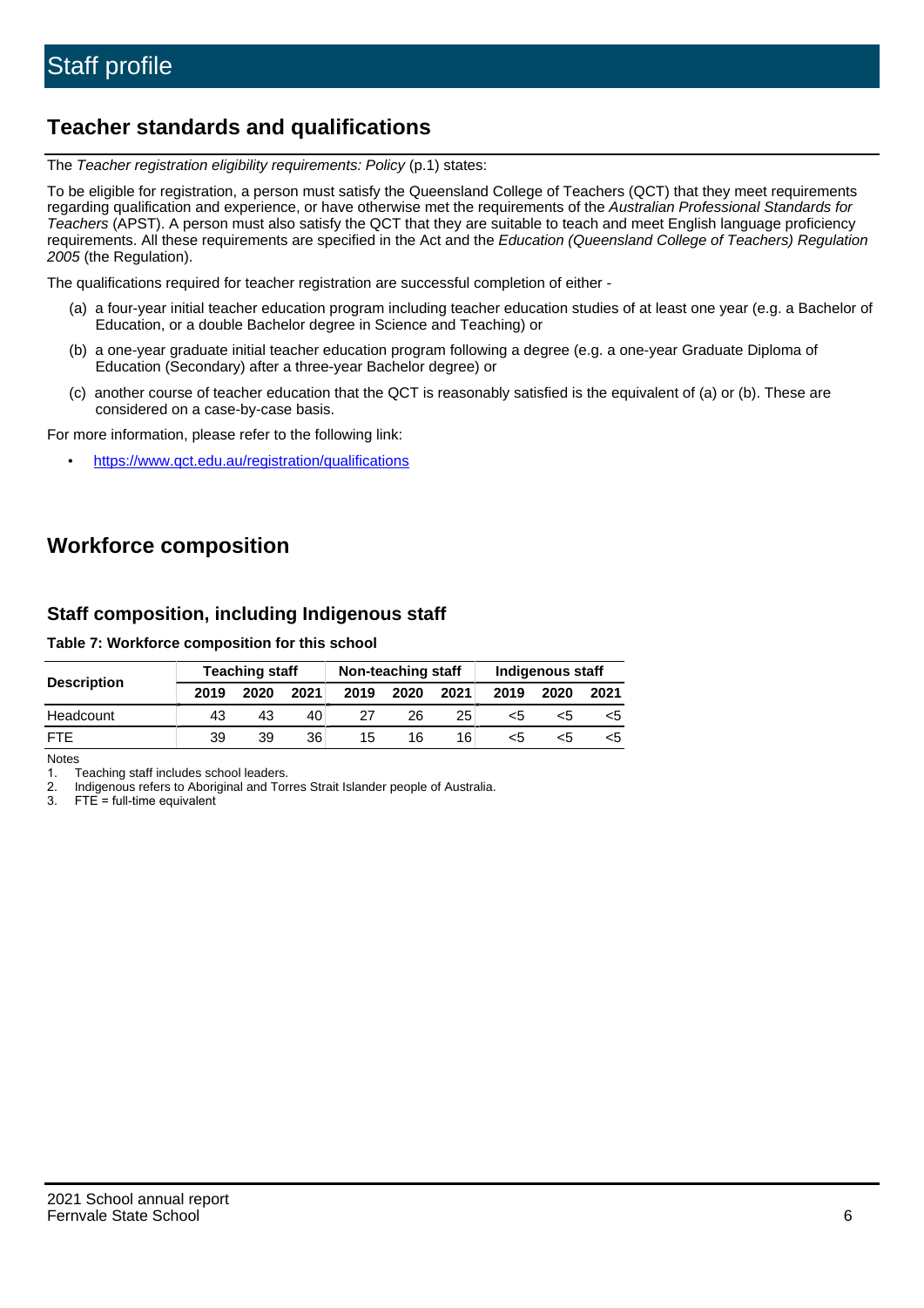# Staff profile

## Teacher standards and qualifications

The *Teacher registration eligibility requirements: Policy* (p.1) states:

To be eligible for registration, a person must satisfy the Queensland College of Teachers (QCT) that they meet requirements regarding qualification and experience, or have otherwise met the requirements of the *Australian Professional Standards for Teachers* (APST). A person must also satisfy the QCT that they are suitable to teach and meet English language proficiency requirements. All these requirements are specified in the Act and the *Education (Queensland College of Teachers) Regulation 2005* (the Regulation).

The qualifications required for teacher registration are successful completion of either -

(a) a four-year initial teacher education program including teacher education studies of at least one year (e.g. a Bachelor of Education, or a double Bachelor degree in Science and Teaching) or

(b) a one-year graduate initial teacher education program following a degree (e.g. a one-year Graduate Diploma of Education (Secondary) after a three-year Bachelor degree) or

(c) another course of teacher education that the QCT is reasonably satisfied is the equivalent of (a) or (b). These are considered on a case-by-case basis.

For more information, please refer to the following link:

- https://www.qct.edu.au/registration/qualifications

## Workforce composition

### Staff composition, including Indigenous staff

**Table 7: Workforce composition for this school**

| Description | Teaching staff | | | Non-teaching staff | | | Indigenous staff | | |
|---|---|---|---|---|---|---|---|---|---|
| | 2019 | 2020 | 2021 | 2019 | 2020 | 2021 | 2019 | 2020 | 2021 |
| Headcount | 43 | 43 | 40 | 27 | 26 | 25 | <5 | <5 | <5 |
| FTE | 39 | 39 | 36 | 15 | 16 | 16 | <5 | <5 | <5 |

Notes

1. Teaching staff includes school leaders.
2. Indigenous refers to Aboriginal and Torres Strait Islander people of Australia.
3. FTE = full-time equivalent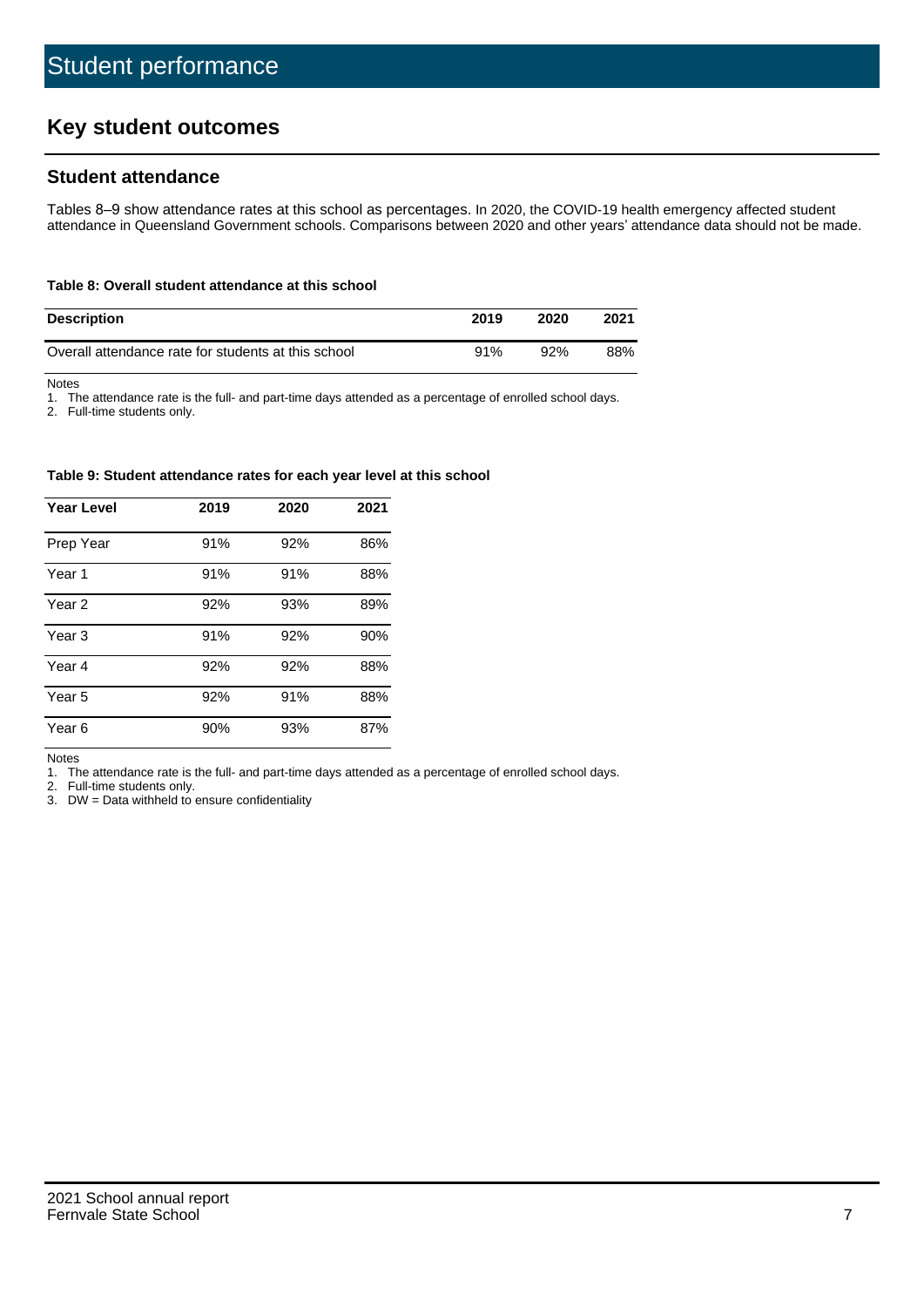# Student performance

## Key student outcomes

### Student attendance

Tables 8–9 show attendance rates at this school as percentages. In 2020, the COVID-19 health emergency affected student attendance in Queensland Government schools. Comparisons between 2020 and other years' attendance data should not be made.

**Table 8: Overall student attendance at this school**

| Description | 2019 | 2020 | 2021 |
|---|---|---|---|
| Overall attendance rate for students at this school | 91% | 92% | 88% |

Notes

1. The attendance rate is the full- and part-time days attended as a percentage of enrolled school days.
2. Full-time students only.

**Table 9: Student attendance rates for each year level at this school**

| Year Level | 2019 | 2020 | 2021 |
|---|---|---|---|
| Prep Year | 91% | 92% | 86% |
| Year 1 | 91% | 91% | 88% |
| Year 2 | 92% | 93% | 89% |
| Year 3 | 91% | 92% | 90% |
| Year 4 | 92% | 92% | 88% |
| Year 5 | 92% | 91% | 88% |
| Year 6 | 90% | 93% | 87% |

Notes

1. The attendance rate is the full- and part-time days attended as a percentage of enrolled school days.
2. Full-time students only.
3. DW = Data withheld to ensure confidentiality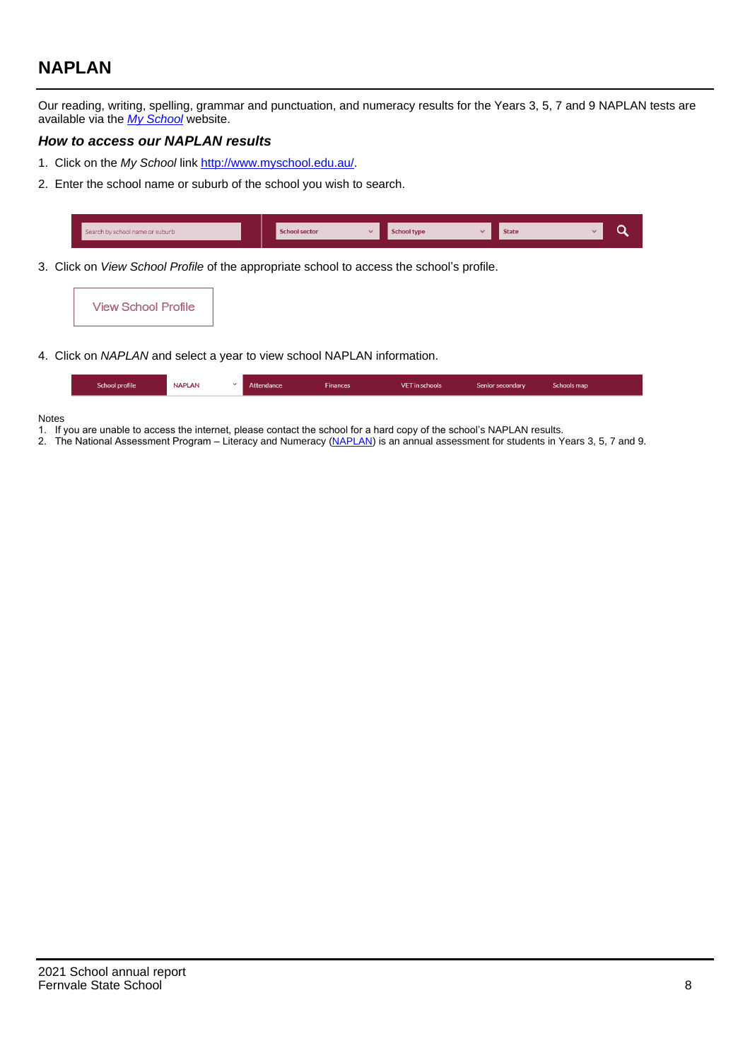## NAPLAN

Our reading, writing, spelling, grammar and punctuation, and numeracy results for the Years 3, 5, 7 and 9 NAPLAN tests are available via the *My School* website.

### *How to access our NAPLAN results*

1. Click on the *My School* link http://www.myschool.edu.au/.
2. Enter the school name or suburb of the school you wish to search.

Search by school name or suburb | School sector | School type | State

3. Click on *View School Profile* of the appropriate school to access the school's profile.

View School Profile

4. Click on *NAPLAN* and select a year to view school NAPLAN information.

School profile | NAPLAN | Attendance | Finances | VET in schools | Senior secondary | Schools map

Notes
1. If you are unable to access the internet, please contact the school for a hard copy of the school's NAPLAN results.
2. The National Assessment Program – Literacy and Numeracy (NAPLAN) is an annual assessment for students in Years 3, 5, 7 and 9.